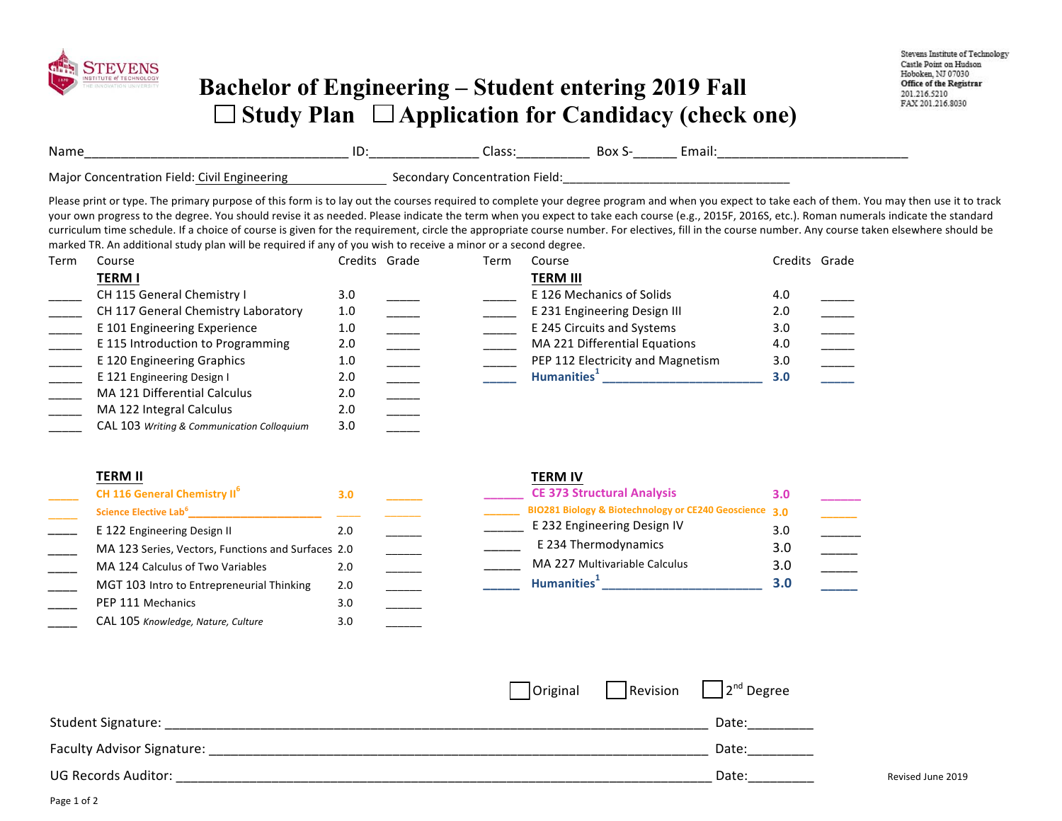Stevens Institute of Technology
Castle Point on Hudson
Hoboken, NJ 07030
**Office of the Registrar**
201.216.5210
FAX 201.216.8030

# Bachelor of Engineering – Student entering 2019 Fall

## ☐ Study Plan ☐ Application for Candidacy (check one)

Name______________________________ ID:______________ Class:__________ Box S-______ Email:__________________________

Major Concentration Field: Civil Engineering Secondary Concentration Field:________________________________

Please print or type. The primary purpose of this form is to lay out the courses required to complete your degree program and when you expect to take each of them. You may then use it to track your own progress to the degree. You should revise it as needed. Please indicate the term when you expect to take each course (e.g., 2015F, 2016S, etc.). Roman numerals indicate the standard curriculum time schedule. If a choice of course is given for the requirement, circle the appropriate course number. For electives, fill in the course number. Any course taken elsewhere should be marked TR. An additional study plan will be required if any of you wish to receive a minor or a second degree.

| Term | Course | Credits | Grade |
|---|---|---|---|
| | **TERM I** | | |
| _____ | CH 115 General Chemistry I | 3.0 | _____ |
| _____ | CH 117 General Chemistry Laboratory | 1.0 | _____ |
| _____ | E 101 Engineering Experience | 1.0 | _____ |
| _____ | E 115 Introduction to Programming | 2.0 | _____ |
| _____ | E 120 Engineering Graphics | 1.0 | _____ |
| _____ | E 121 Engineering Design I | 2.0 | _____ |
| _____ | MA 121 Differential Calculus | 2.0 | _____ |
| _____ | MA 122 Integral Calculus | 2.0 | _____ |
| _____ | CAL 103 *Writing & Communication Colloquium* | 3.0 | _____ |
| | **TERM II** | | |
| _____ | CH 116 General Chemistry II[6] | 3.0 | _____ |
| _____ | Science Elective Lab[6]________________ | ____ | _____ |
| _____ | E 122 Engineering Design II | 2.0 | _____ |
| _____ | MA 123 Series, Vectors, Functions and Surfaces | 2.0 | _____ |
| _____ | MA 124 Calculus of Two Variables | 2.0 | _____ |
| _____ | MGT 103 Intro to Entrepreneurial Thinking | 2.0 | _____ |
| _____ | PEP 111 Mechanics | 3.0 | _____ |
| _____ | CAL 105 *Knowledge, Nature, Culture* | 3.0 | _____ |

| Term | Course | Credits | Grade |
|---|---|---|---|
| | **TERM III** | | |
| _____ | E 126 Mechanics of Solids | 4.0 | _____ |
| _____ | E 231 Engineering Design III | 2.0 | _____ |
| _____ | E 245 Circuits and Systems | 3.0 | _____ |
| _____ | MA 221 Differential Equations | 4.0 | _____ |
| _____ | PEP 112 Electricity and Magnetism | 3.0 | _____ |
| _____ | Humanities[1] ______________________ | 3.0 | _____ |
| | **TERM IV** | | |
| _____ | CE 373 Structural Analysis | 3.0 | _____ |
| _____ | BIO281 Biology & Biotechnology or CE240 Geoscience | 3.0 | _____ |
| _____ | E 232 Engineering Design IV | 3.0 | _____ |
| _____ | E 234 Thermodynamics | 3.0 | _____ |
| _____ | MA 227 Multivariable Calculus | 3.0 | _____ |
| _____ | Humanities[1] ______________________ | 3.0 | _____ |

☐ Original ☐ Revision ☐ 2nd Degree

Student Signature: ________________________________________ Date:_________

Faculty Advisor Signature: __________________________________ Date:_________

UG Records Auditor: ______________________________________ Date:_________

Revised June 2019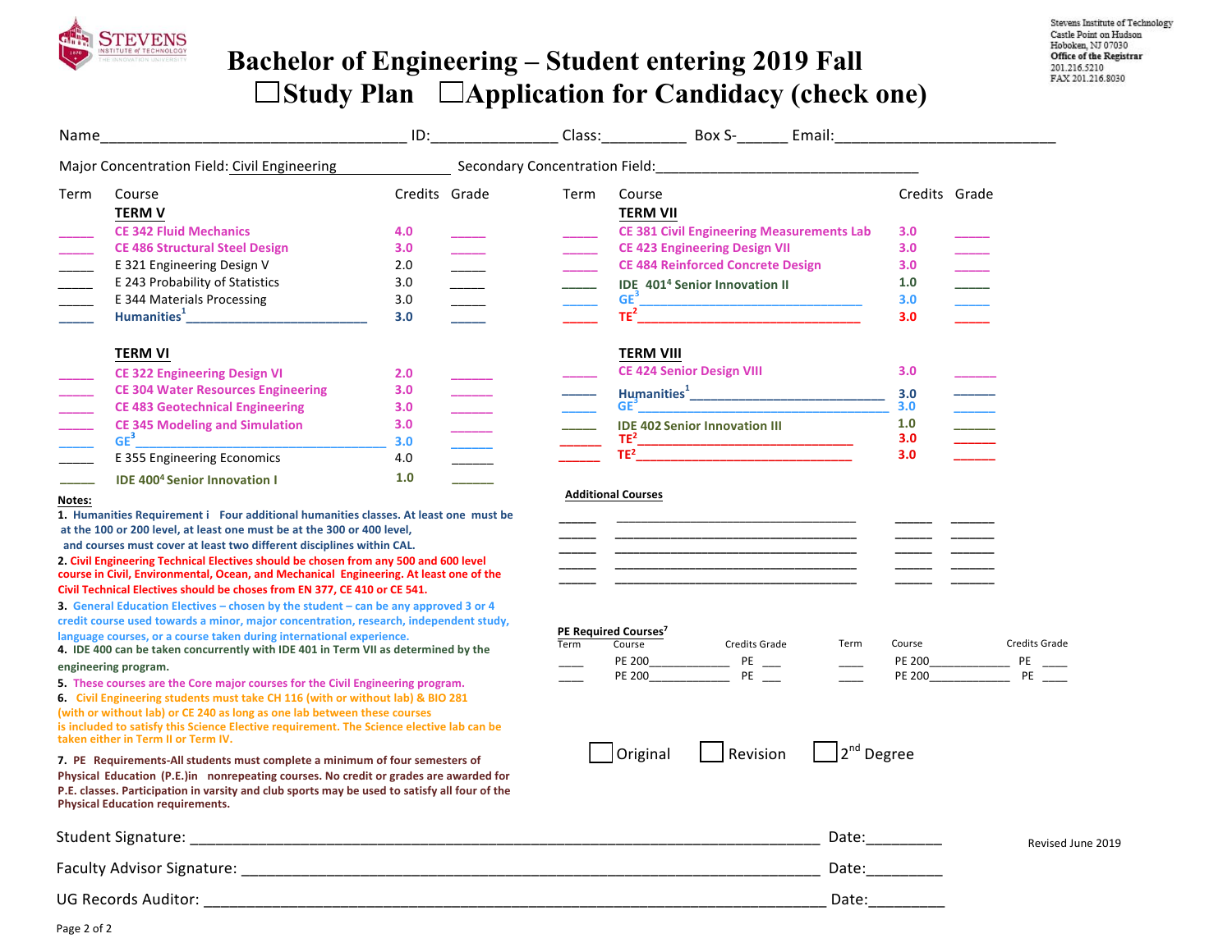Stevens Institute of Technology
Castle Point on Hudson
Hoboken, NJ 07030
Office of the Registrar
201.216.5210
FAX 201.216.8030

# Bachelor of Engineering – Student entering 2019 Fall

☐Study Plan ☐Application for Candidacy (check one)

Name________________________________ ID:______________ Class:__________ Box S-______ Email:__________________________

Major Concentration Field: Civil Engineering Secondary Concentration Field:________________________________

| Term | Course | Credits | Grade |
|---|---|---|---|
| | **TERM V** | | |
| _____ | CE 342 Fluid Mechanics | 4.0 | _____ |
| _____ | CE 486 Structural Steel Design | 3.0 | _____ |
| _____ | E 321 Engineering Design V | 2.0 | _____ |
| _____ | E 243 Probability of Statistics | 3.0 | _____ |
| _____ | E 344 Materials Processing | 3.0 | _____ |
| _____ | Humanities[1]__________________________ | 3.0 | _____ |
| | **TERM VI** | | |
| _____ | CE 322 Engineering Design VI | 2.0 | _____ |
| _____ | CE 304 Water Resources Engineering | 3.0 | _____ |
| _____ | CE 483 Geotechnical Engineering | 3.0 | _____ |
| _____ | CE 345 Modeling and Simulation | 3.0 | _____ |
| _____ | GE[3]__________________________ | 3.0 | _____ |
| _____ | E 355 Engineering Economics | 4.0 | _____ |
| _____ | IDE 400[4] Senior Innovation I | 1.0 | _____ |
| | **TERM VII** | | |
| _____ | CE 381 Civil Engineering Measurements Lab | 3.0 | _____ |
| _____ | CE 423 Engineering Design VII | 3.0 | _____ |
| _____ | CE 484 Reinforced Concrete Design | 3.0 | _____ |
| _____ | IDE 401[4] Senior Innovation II | 1.0 | _____ |
| _____ | GE[3]__________________________ | 3.0 | _____ |
| _____ | TE[2]__________________________ | 3.0 | _____ |
| | **TERM VIII** | | |
| _____ | CE 424 Senior Design VIII | 3.0 | _____ |
| _____ | Humanities[1]__________________________ | 3.0 | _____ |
| _____ | GE[3]__________________________ | 3.0 | _____ |
| _____ | IDE 402 Senior Innovation III | 1.0 | _____ |
| _____ | TE[2]__________________________ | 3.0 | _____ |
| _____ | TE[2]__________________________ | 3.0 | _____ |

**Additional Courses**

| Term | Course | Credits | Grade |
|---|---|---|---|
| _____ | ______________________________ | _____ | _____ |
| _____ | ______________________________ | _____ | _____ |
| _____ | ______________________________ | _____ | _____ |
| _____ | ______________________________ | _____ | _____ |
| _____ | ______________________________ | _____ | _____ |

**PE Required Courses[7]**

| Term | Course | Credits | Grade | Term | Course | Credits | Grade |
|---|---|---|---|---|---|---|---|
| ____ | PE 200____________ | PE | ___ | ____ | PE 200____________ | PE | ___ |
| ____ | PE 200____________ | PE | ___ | ____ | PE 200____________ | PE | ___ |

☐ Original ☐ Revision ☐ 2nd Degree

**Notes:**

1. Humanities Requirement i Four additional humanities classes. At least one must be at the 100 or 200 level, at least one must be at the 300 or 400 level, and courses must cover at least two different disciplines within CAL.
2. Civil Engineering Technical Electives should be chosen from any 500 and 600 level course in Civil, Environmental, Ocean, and Mechanical Engineering. At least one of the Civil Technical Electives should be choses from EN 377, CE 410 or CE 541.
3. General Education Electives – chosen by the student – can be any approved 3 or 4 credit course used towards a minor, major concentration, research, independent study, language courses, or a course taken during international experience.
4. IDE 400 can be taken concurrently with IDE 401 in Term VII as determined by the engineering program.
5. These courses are the Core major courses for the Civil Engineering program.
6. Civil Engineering students must take CH 116 (with or without lab) & BIO 281 (with or without lab) or CE 240 as long as one lab between these courses is included to satisfy this Science Elective requirement. The Science elective lab can be taken either in Term II or Term IV.
7. PE Requirements-All students must complete a minimum of four semesters of Physical Education (P.E.)in nonrepeating courses. No credit or grades are awarded for P.E. classes. Participation in varsity and club sports may be used to satisfy all four of the Physical Education requirements.

Student Signature: ________________________________________________ Date:_________

Faculty Advisor Signature: ________________________________________ Date:_________

UG Records Auditor: ______________________________________________ Date:_________

Revised June 2019